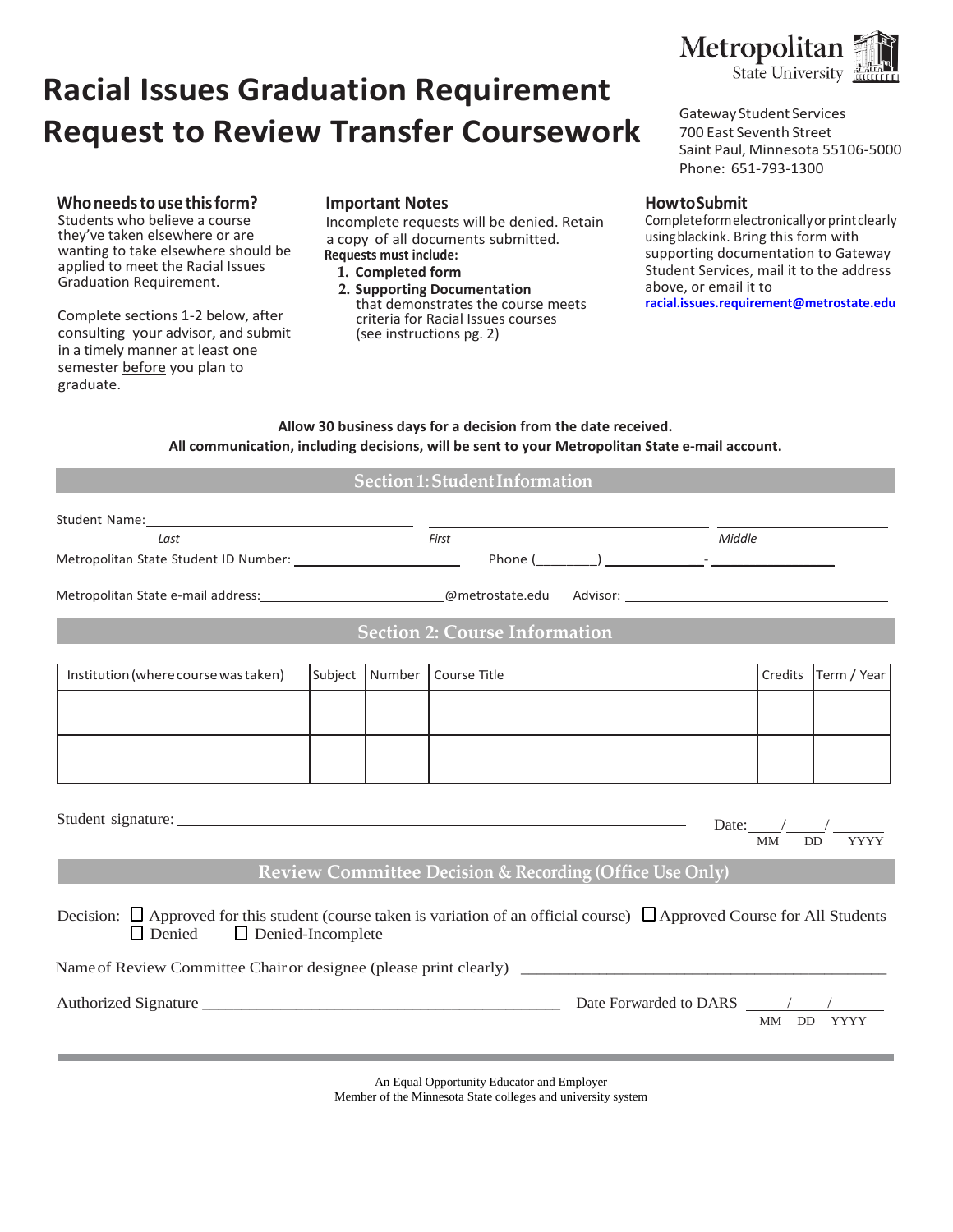# Racial Issues Graduation Requirement
# Request to Review Transfer Coursework

Metropolitan State University

Gateway Student Services
700 East Seventh Street
Saint Paul, Minnesota 55106-5000
Phone: 651-793-1300

### Who needs to use this form?

Students who believe a course they've taken elsewhere or are wanting to take elsewhere should be applied to meet the Racial Issues Graduation Requirement.

Complete sections 1-2 below, after consulting your advisor, and submit in a timely manner at least one semester before you plan to graduate.

### Important Notes

Incomplete requests will be denied. Retain a copy of all documents submitted.

**Requests must include:**

1. **Completed form**
2. **Supporting Documentation** that demonstrates the course meets criteria for Racial Issues courses (see instructions pg. 2)

### How to Submit

Complete form electronically or print clearly using black ink. Bring this form with supporting documentation to Gateway Student Services, mail it to the address above, or email it to **racial.issues.requirement@metrostate.edu**

**Allow 30 business days for a decision from the date received.**
**All communication, including decisions, will be sent to your Metropolitan State e-mail account.**

## Section 1: Student Information

Student Name: ______________________ ______________________ ______________________
*Last* *First* *Middle*

Metropolitan State Student ID Number: ______________________ Phone (________) ____________-______________

Metropolitan State e-mail address: ______________________@metrostate.edu Advisor: ______________________

## Section 2: Course Information

| Institution (where course was taken) | Subject | Number | Course Title | Credits | Term / Year |
|---|---|---|---|---|---|
| | | | | | |
| | | | | | |

Student signature: ______________________________________ Date: ____/____/______
MM DD YYYY

## Review Committee Decision & Recording (Office Use Only)

Decision: ☐ Approved for this student (course taken is variation of an official course) ☐ Approved Course for All Students
☐ Denied ☐ Denied-Incomplete

Name of Review Committee Chair or designee (please print clearly) ______________________________________

Authorized Signature ______________________________________ Date Forwarded to DARS ____/____/______
MM DD YYYY

An Equal Opportunity Educator and Employer
Member of the Minnesota State colleges and university system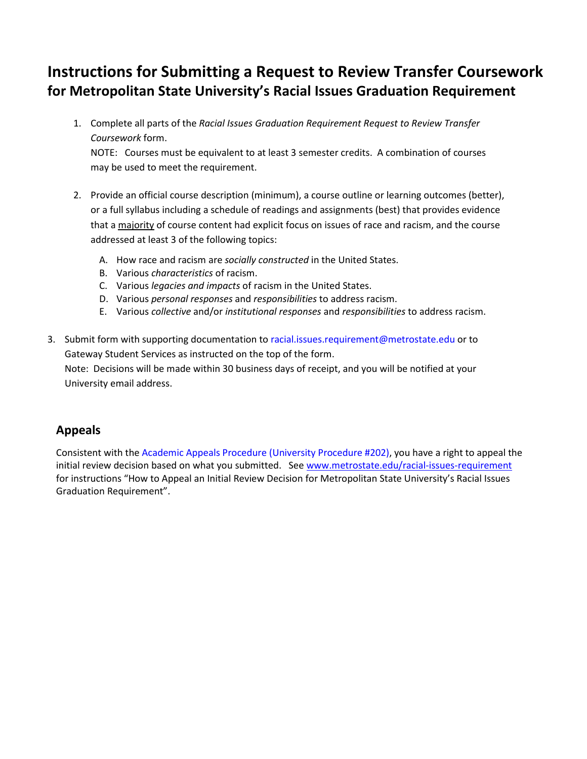# Instructions for Submitting a Request to Review Transfer Coursework

## for Metropolitan State University's Racial Issues Graduation Requirement

1. Complete all parts of the *Racial Issues Graduation Requirement Request to Review Transfer Coursework* form.
   NOTE: Courses must be equivalent to at least 3 semester credits. A combination of courses may be used to meet the requirement.

2. Provide an official course description (minimum), a course outline or learning outcomes (better), or a full syllabus including a schedule of readings and assignments (best) that provides evidence that a majority of course content had explicit focus on issues of race and racism, and the course addressed at least 3 of the following topics:

   A. How race and racism are *socially constructed* in the United States.
   B. Various *characteristics* of racism.
   C. Various *legacies and impacts* of racism in the United States.
   D. Various *personal responses* and *responsibilities* to address racism.
   E. Various *collective* and/or *institutional responses* and *responsibilities* to address racism.

3. Submit form with supporting documentation to racial.issues.requirement@metrostate.edu or to Gateway Student Services as instructed on the top of the form.
   Note: Decisions will be made within 30 business days of receipt, and you will be notified at your University email address.

## Appeals

Consistent with the Academic Appeals Procedure (University Procedure #202), you have a right to appeal the initial review decision based on what you submitted. See www.metrostate.edu/racial-issues-requirement for instructions "How to Appeal an Initial Review Decision for Metropolitan State University's Racial Issues Graduation Requirement".